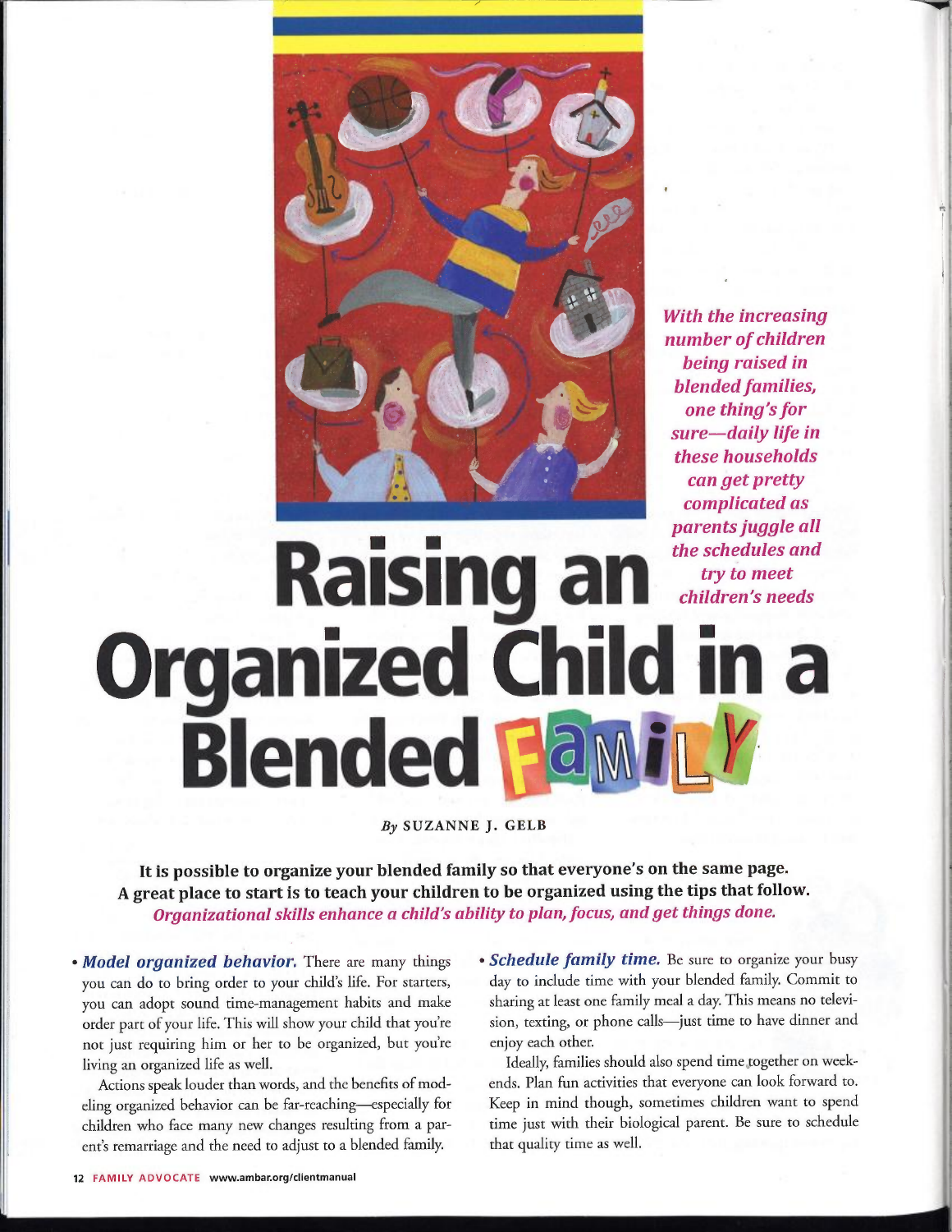*With the increasing number of children being raised in blended families, one thing's for sure—daily life in these households can get pretty complicated as parents juggle all the schedules and try to meet children's needs*

# Raising an Organized Child in a Blended Family

*By* SUZANNE J. GELB

**It is possible to organize your blended family so that everyone's on the same page. A great place to start is to teach your children to be organized using the tips that follow.**
***Organizational skills enhance a child's ability to plan, focus, and get things done.***

- ***Model organized behavior.*** There are many things you can do to bring order to your child's life. For starters, you can adopt sound time-management habits and make order part of your life. This will show your child that you're not just requiring him or her to be organized, but you're living an organized life as well.

Actions speak louder than words, and the benefits of modeling organized behavior can be far-reaching—especially for children who face many new changes resulting from a parent's remarriage and the need to adjust to a blended family.

- ***Schedule family time.*** Be sure to organize your busy day to include time with your blended family. Commit to sharing at least one family meal a day. This means no television, texting, or phone calls—just time to have dinner and enjoy each other.

Ideally, families should also spend time together on weekends. Plan fun activities that everyone can look forward to. Keep in mind though, sometimes children want to spend time just with their biological parent. Be sure to schedule that quality time as well.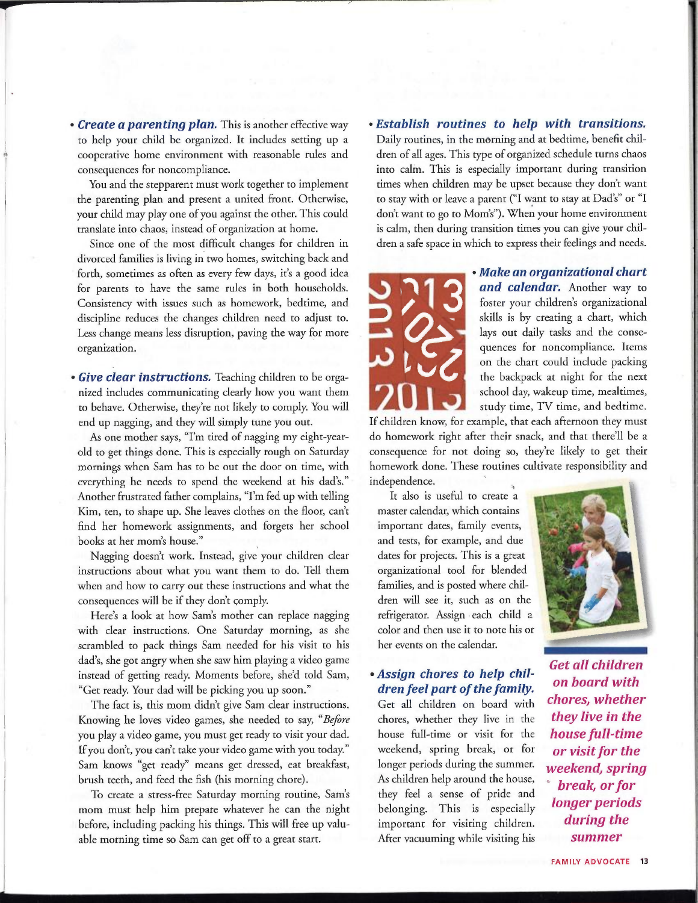- ***Create a parenting plan.*** This is another effective way to help your child be organized. It includes setting up a cooperative home environment with reasonable rules and consequences for noncompliance.

  You and the stepparent must work together to implement the parenting plan and present a united front. Otherwise, your child may play one of you against the other. This could translate into chaos, instead of organization at home.

  Since one of the most difficult changes for children in divorced families is living in two homes, switching back and forth, sometimes as often as every few days, it's a good idea for parents to have the same rules in both households. Consistency with issues such as homework, bedtime, and discipline reduces the changes children need to adjust to. Less change means less disruption, paving the way for more organization.

- ***Give clear instructions.*** Teaching children to be organized includes communicating clearly how you want them to behave. Otherwise, they're not likely to comply. You will end up nagging, and they will simply tune you out.

  As one mother says, "I'm tired of nagging my eight-year-old to get things done. This is especially rough on Saturday mornings when Sam has to be out the door on time, with everything he needs to spend the weekend at his dad's." Another frustrated father complains, "I'm fed up with telling Kim, ten, to shape up. She leaves clothes on the floor, can't find her homework assignments, and forgets her school books at her mom's house."

  Nagging doesn't work. Instead, give your children clear instructions about what you want them to do. Tell them when and how to carry out these instructions and what the consequences will be if they don't comply.

  Here's a look at how Sam's mother can replace nagging with clear instructions. One Saturday morning, as she scrambled to pack things Sam needed for his visit to his dad's, she got angry when she saw him playing a video game instead of getting ready. Moments before, she'd told Sam, "Get ready. Your dad will be picking you up soon."

  The fact is, this mom didn't give Sam clear instructions. Knowing he loves video games, she needed to say, "*Before* you play a video game, you must get ready to visit your dad. If you don't, you can't take your video game with you today." Sam knows "get ready" means get dressed, eat breakfast, brush teeth, and feed the fish (his morning chore).

  To create a stress-free Saturday morning routine, Sam's mom must help him prepare whatever he can the night before, including packing his things. This will free up valuable morning time so Sam can get off to a great start.

- ***Establish routines to help with transitions.*** Daily routines, in the morning and at bedtime, benefit children of all ages. This type of organized schedule turns chaos into calm. This is especially important during transition times when children may be upset because they don't want to stay with or leave a parent ("I want to stay at Dad's" or "I don't want to go to Mom's"). When your home environment is calm, then during transition times you can give your children a safe space in which to express their feelings and needs.

- ***Make an organizational chart and calendar.*** Another way to foster your children's organizational skills is by creating a chart, which lays out daily tasks and the consequences for noncompliance. Items on the chart could include packing the backpack at night for the next school day, wakeup time, mealtimes, study time, TV time, and bedtime. If children know, for example, that each afternoon they must do homework right after their snack, and that there'll be a consequence for not doing so, they're likely to get their homework done. These routines cultivate responsibility and independence.

  It also is useful to create a master calendar, which contains important dates, family events, and tests, for example, and due dates for projects. This is a great organizational tool for blended families, and is posted where children will see it, such as on the refrigerator. Assign each child a color and then use it to note his or her events on the calendar.

- ***Assign chores to help children feel part of the family.*** Get all children on board with chores, whether they live in the house full-time or visit for the weekend, spring break, or for longer periods during the summer. As children help around the house, they feel a sense of pride and belonging. This is especially important for visiting children. After vacuuming while visiting his

***Get all children on board with chores, whether they live in the house full-time or visit for the weekend, spring break, or for longer periods during the summer***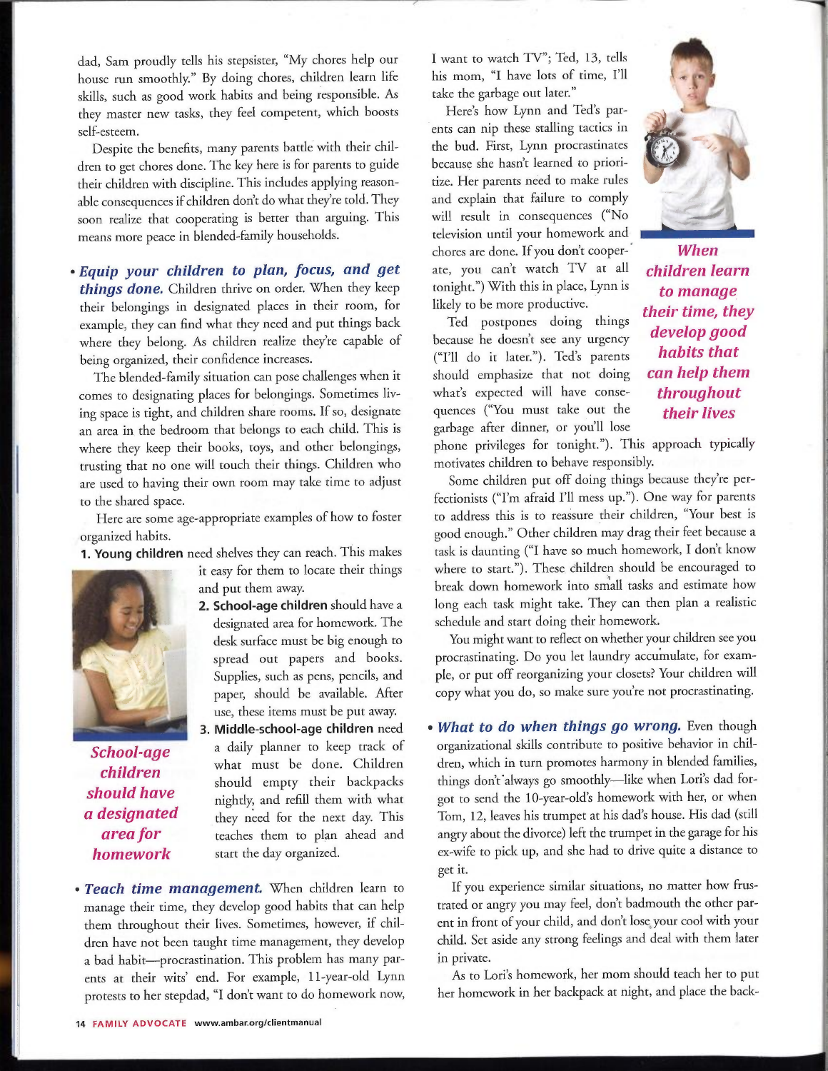dad, Sam proudly tells his stepsister, "My chores help our house run smoothly." By doing chores, children learn life skills, such as good work habits and being responsible. As they master new tasks, they feel competent, which boosts self-esteem.

Despite the benefits, many parents battle with their children to get chores done. The key here is for parents to guide their children with discipline. This includes applying reasonable consequences if children don't do what they're told. They soon realize that cooperating is better than arguing. This means more peace in blended-family households.

- ***Equip your children to plan, focus, and get things done.*** Children thrive on order. When they keep their belongings in designated places in their room, for example, they can find what they need and put things back where they belong. As children realize they're capable of being organized, their confidence increases.

The blended-family situation can pose challenges when it comes to designating places for belongings. Sometimes living space is tight, and children share rooms. If so, designate an area in the bedroom that belongs to each child. This is where they keep their books, toys, and other belongings, trusting that no one will touch their things. Children who are used to having their own room may take time to adjust to the shared space.

Here are some age-appropriate examples of how to foster organized habits.

1. **Young children** need shelves they can reach. This makes it easy for them to locate their things and put them away.
2. **School-age children** should have a designated area for homework. The desk surface must be big enough to spread out papers and books. Supplies, such as pens, pencils, and paper, should be available. After use, these items must be put away.
3. **Middle-school-age children** need a daily planner to keep track of what must be done. Children should empty their backpacks nightly, and refill them with what they need for the next day. This teaches them to plan ahead and start the day organized.

*School-age children should have a designated area for homework*

- ***Teach time management.*** When children learn to manage their time, they develop good habits that can help them throughout their lives. Sometimes, however, if children have not been taught time management, they develop a bad habit—procrastination. This problem has many parents at their wits' end. For example, 11-year-old Lynn protests to her stepdad, "I don't want to do homework now, I want to watch TV"; Ted, 13, tells his mom, "I have lots of time, I'll take the garbage out later."

Here's how Lynn and Ted's parents can nip these stalling tactics in the bud. First, Lynn procrastinates because she hasn't learned to prioritize. Her parents need to make rules and explain that failure to comply will result in consequences ("No television until your homework and chores are done. If you don't cooperate, you can't watch TV at all tonight.") With this in place, Lynn is likely to be more productive.

Ted postpones doing things because he doesn't see any urgency ("I'll do it later."). Ted's parents should emphasize that not doing what's expected will have consequences ("You must take out the garbage after dinner, or you'll lose phone privileges for tonight."). This approach typically motivates children to behave responsibly.

*When children learn to manage their time, they develop good habits that can help them throughout their lives*

Some children put off doing things because they're perfectionists ("I'm afraid I'll mess up."). One way for parents to address this is to reassure their children, "Your best is good enough." Other children may drag their feet because a task is daunting ("I have so much homework, I don't know where to start."). These children should be encouraged to break down homework into small tasks and estimate how long each task might take. They can then plan a realistic schedule and start doing their homework.

You might want to reflect on whether your children see you procrastinating. Do you let laundry accumulate, for example, or put off reorganizing your closets? Your children will copy what you do, so make sure you're not procrastinating.

- ***What to do when things go wrong.*** Even though organizational skills contribute to positive behavior in children, which in turn promotes harmony in blended families, things don't always go smoothly—like when Lori's dad forgot to send the 10-year-old's homework with her, or when Tom, 12, leaves his trumpet at his dad's house. His dad (still angry about the divorce) left the trumpet in the garage for his ex-wife to pick up, and she had to drive quite a distance to get it.

If you experience similar situations, no matter how frustrated or angry you may feel, don't badmouth the other parent in front of your child, and don't lose your cool with your child. Set aside any strong feelings and deal with them later in private.

As to Lori's homework, her mom should teach her to put her homework in her backpack at night, and place the back-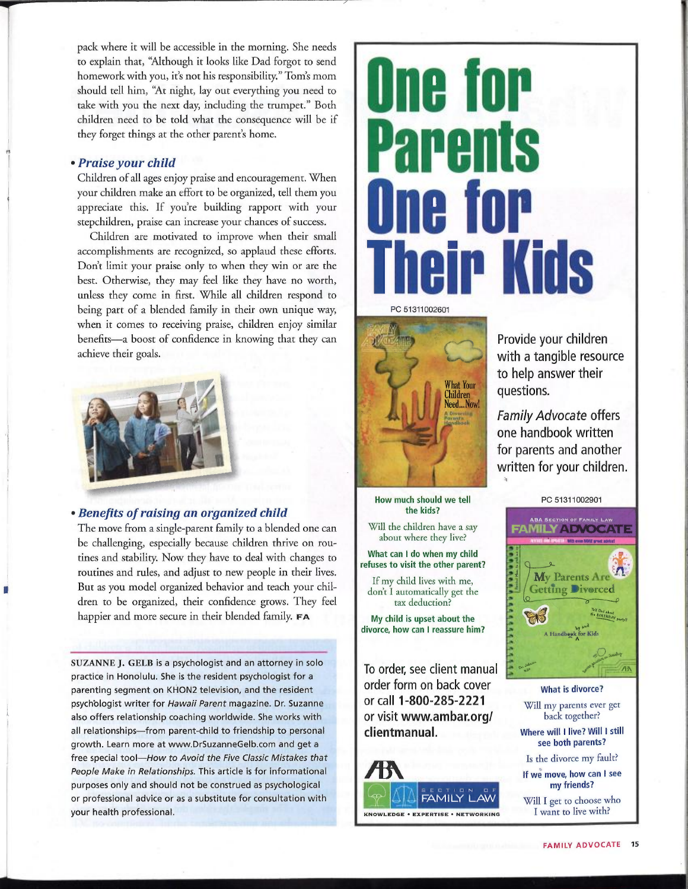pack where it will be accessible in the morning. She needs to explain that, "Although it looks like Dad forgot to send homework with you, it's not his responsibility." Tom's mom should tell him, "At night, lay out everything you need to take with you the next day, including the trumpet." Both children need to be told what the consequence will be if they forget things at the other parent's home.

### • *Praise your child*

Children of all ages enjoy praise and encouragement. When your children make an effort to be organized, tell them you appreciate this. If you're building rapport with your stepchildren, praise can increase your chances of success.

Children are motivated to improve when their small accomplishments are recognized, so applaud these efforts. Don't limit your praise only to when they win or are the best. Otherwise, they may feel like they have no worth, unless they come in first. While all children respond to being part of a blended family in their own unique way, when it comes to receiving praise, children enjoy similar benefits—a boost of confidence in knowing that they can achieve their goals.

### • *Benefits of raising an organized child*

The move from a single-parent family to a blended one can be challenging, especially because children thrive on routines and stability. Now they have to deal with changes to routines and rules, and adjust to new people in their lives. But as you model organized behavior and teach your children to be organized, their confidence grows. They feel happier and more secure in their blended family. **FA**

SUZANNE J. GELB is a psychologist and an attorney in solo practice in Honolulu. She is the resident psychologist for a parenting segment on KHON2 television, and the resident psychologist writer for *Hawaii Parent* magazine. Dr. Suzanne also offers relationship coaching worldwide. She works with all relationships—from parent-child to friendship to personal growth. Learn more at www.DrSuzanneGelb.com and get a free special tool—*How to Avoid the Five Classic Mistakes that People Make in Relationships.* This article is for informational purposes only and should not be construed as psychological or professional advice or as a substitute for consultation with your health professional.

# One for Parents One for Their Kids

PC 51311002601

Provide your children with a tangible resource to help answer their questions.

*Family Advocate* offers one handbook written for parents and another written for your children.

**How much should we tell the kids?**

Will the children have a say about where they live?

**What can I do when my child refuses to visit the other parent?**

If my child lives with me, don't I automatically get the tax deduction?

**My child is upset about the divorce, how can I reassure him?**

PC 51311002901

**What is divorce?**

Will my parents ever get back together?

**Where will I live? Will I still see both parents?**

Is the divorce my fault?

**If we move, how can I see my friends?**

Will I get to choose who I want to live with?

To order, see client manual order form on back cover or call **1-800-285-2221** or visit **www.ambar.org/clientmanual.**

ABA SECTION OF FAMILY LAW
KNOWLEDGE • EXPERTISE • NETWORKING